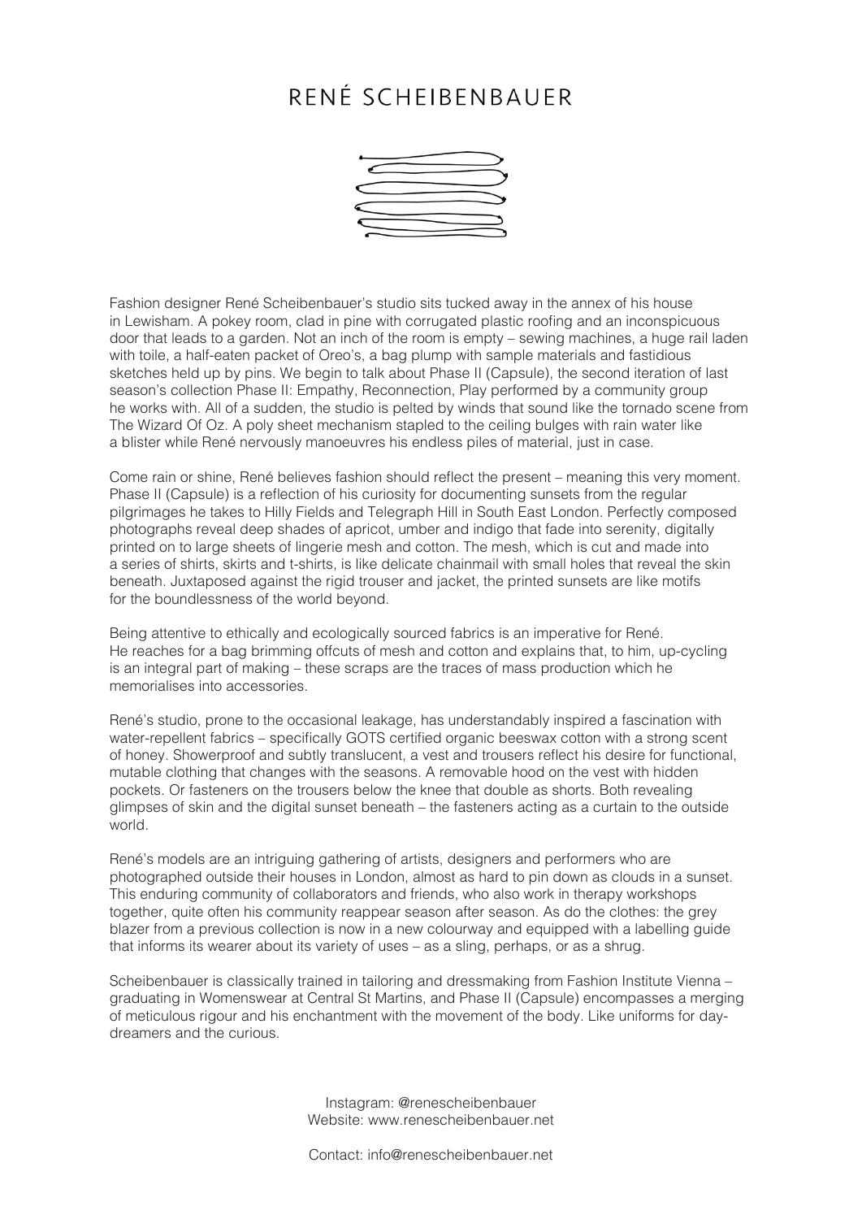# RENÉ SCHEIBENBAUER

Fashion designer René Scheibenbauer's studio sits tucked away in the annex of his house in Lewisham. A pokey room, clad in pine with corrugated plastic roofing and an inconspicuous door that leads to a garden. Not an inch of the room is empty – sewing machines, a huge rail laden with toile, a half-eaten packet of Oreo's, a bag plump with sample materials and fastidious sketches held up by pins. We begin to talk about Phase II (Capsule), the second iteration of last season's collection Phase II: Empathy, Reconnection, Play performed by a community group he works with. All of a sudden, the studio is pelted by winds that sound like the tornado scene from The Wizard Of Oz. A poly sheet mechanism stapled to the ceiling bulges with rain water like a blister while René nervously manoeuvres his endless piles of material, just in case.

Come rain or shine, René believes fashion should reflect the present – meaning this very moment. Phase II (Capsule) is a reflection of his curiosity for documenting sunsets from the regular pilgrimages he takes to Hilly Fields and Telegraph Hill in South East London. Perfectly composed photographs reveal deep shades of apricot, umber and indigo that fade into serenity, digitally printed on to large sheets of lingerie mesh and cotton. The mesh, which is cut and made into a series of shirts, skirts and t-shirts, is like delicate chainmail with small holes that reveal the skin beneath. Juxtaposed against the rigid trouser and jacket, the printed sunsets are like motifs for the boundlessness of the world beyond.

Being attentive to ethically and ecologically sourced fabrics is an imperative for René. He reaches for a bag brimming offcuts of mesh and cotton and explains that, to him, up-cycling is an integral part of making – these scraps are the traces of mass production which he memorialises into accessories.

René's studio, prone to the occasional leakage, has understandably inspired a fascination with water-repellent fabrics – specifically GOTS certified organic beeswax cotton with a strong scent of honey. Showerproof and subtly translucent, a vest and trousers reflect his desire for functional, mutable clothing that changes with the seasons. A removable hood on the vest with hidden pockets. Or fasteners on the trousers below the knee that double as shorts. Both revealing glimpses of skin and the digital sunset beneath – the fasteners acting as a curtain to the outside world.

René's models are an intriguing gathering of artists, designers and performers who are photographed outside their houses in London, almost as hard to pin down as clouds in a sunset. This enduring community of collaborators and friends, who also work in therapy workshops together, quite often his community reappear season after season. As do the clothes: the grey blazer from a previous collection is now in a new colourway and equipped with a labelling guide that informs its wearer about its variety of uses – as a sling, perhaps, or as a shrug.

Scheibenbauer is classically trained in tailoring and dressmaking from Fashion Institute Vienna – graduating in Womenswear at Central St Martins, and Phase II (Capsule) encompasses a merging of meticulous rigour and his enchantment with the movement of the body. Like uniforms for day-dreamers and the curious.

Instagram: @renescheibenbauer
Website: www.renescheibenbauer.net

Contact: info@renescheibenbauer.net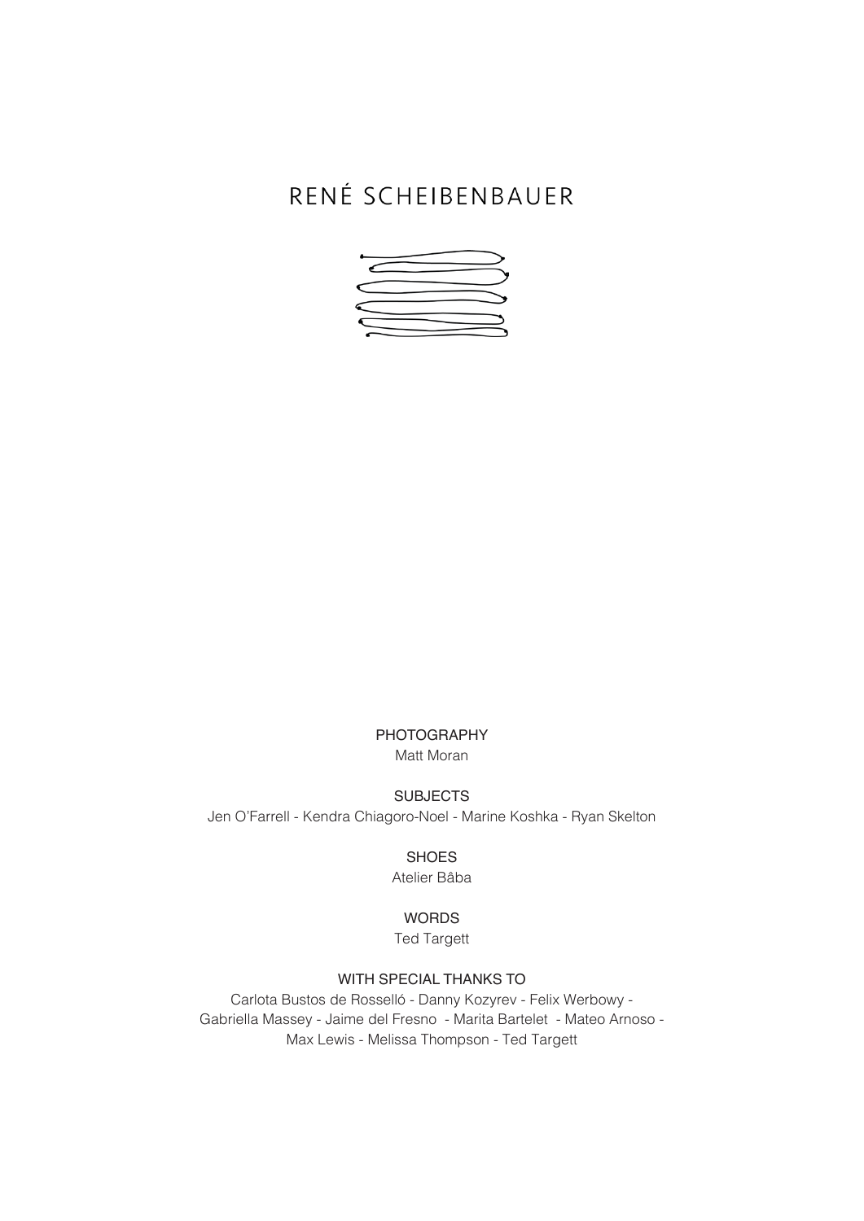# RENÉ SCHEIBENBAUER

PHOTOGRAPHY
Matt Moran

SUBJECTS
Jen O'Farrell - Kendra Chiagoro-Noel - Marine Koshka - Ryan Skelton

SHOES
Atelier Bâba

WORDS
Ted Targett

WITH SPECIAL THANKS TO
Carlota Bustos de Rosselló - Danny Kozyrev - Felix Werbowy - Gabriella Massey - Jaime del Fresno - Marita Bartelet - Mateo Arnoso - Max Lewis - Melissa Thompson - Ted Targett